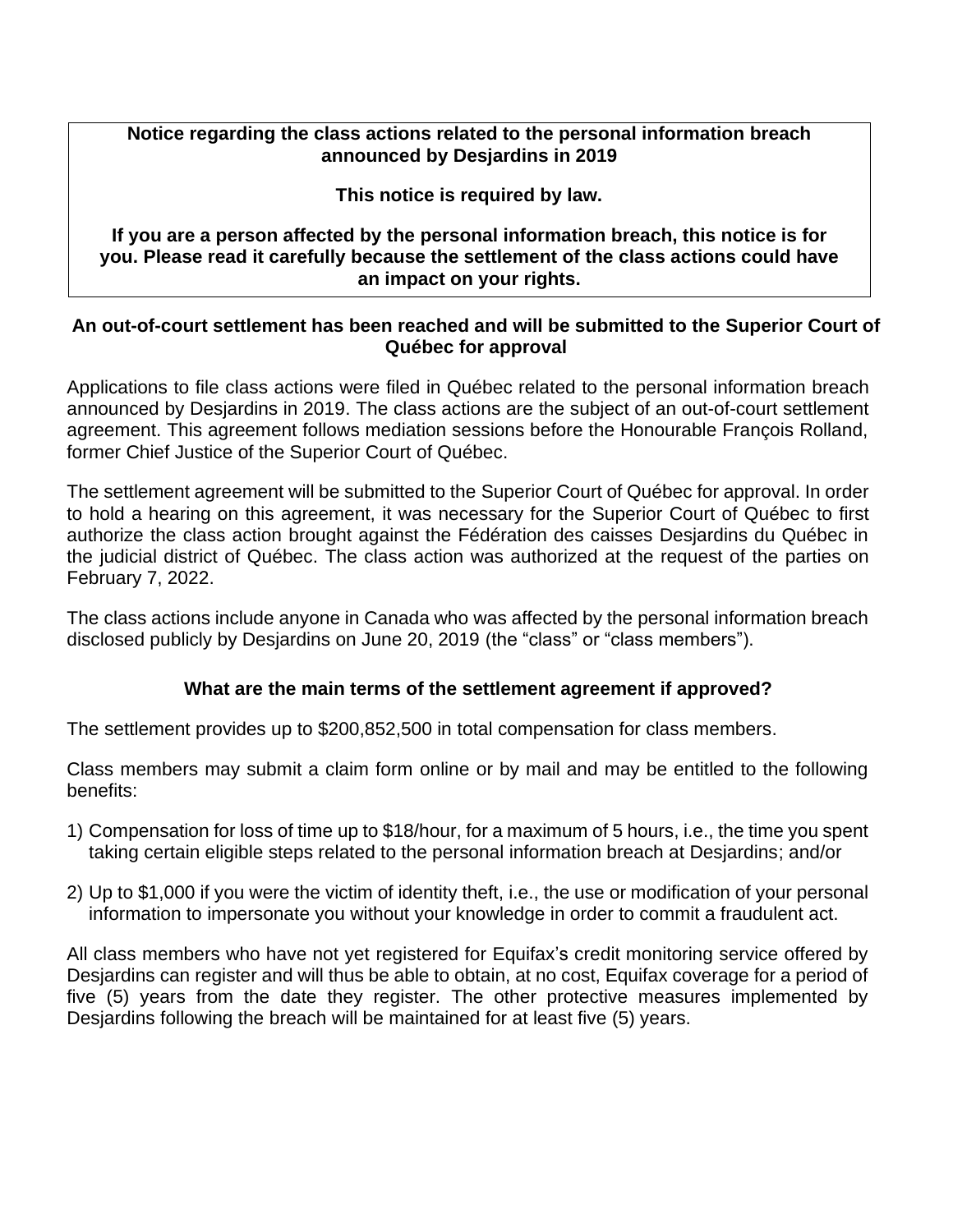**Notice regarding the class actions related to the personal information breach announced by Desjardins in 2019**

**This notice is required by law.**

**If you are a person affected by the personal information breach, this notice is for you. Please read it carefully because the settlement of the class actions could have an impact on your rights.**

## An out-of-court settlement has been reached and will be submitted to the Superior Court of Québec for approval

Applications to file class actions were filed in Québec related to the personal information breach announced by Desjardins in 2019. The class actions are the subject of an out-of-court settlement agreement. This agreement follows mediation sessions before the Honourable François Rolland, former Chief Justice of the Superior Court of Québec.

The settlement agreement will be submitted to the Superior Court of Québec for approval. In order to hold a hearing on this agreement, it was necessary for the Superior Court of Québec to first authorize the class action brought against the Fédération des caisses Desjardins du Québec in the judicial district of Québec. The class action was authorized at the request of the parties on February 7, 2022.

The class actions include anyone in Canada who was affected by the personal information breach disclosed publicly by Desjardins on June 20, 2019 (the "class" or "class members").

## What are the main terms of the settlement agreement if approved?

The settlement provides up to $200,852,500 in total compensation for class members.

Class members may submit a claim form online or by mail and may be entitled to the following benefits:

1) Compensation for loss of time up to $18/hour, for a maximum of 5 hours, i.e., the time you spent taking certain eligible steps related to the personal information breach at Desjardins; and/or

2) Up to $1,000 if you were the victim of identity theft, i.e., the use or modification of your personal information to impersonate you without your knowledge in order to commit a fraudulent act.

All class members who have not yet registered for Equifax's credit monitoring service offered by Desjardins can register and will thus be able to obtain, at no cost, Equifax coverage for a period of five (5) years from the date they register. The other protective measures implemented by Desjardins following the breach will be maintained for at least five (5) years.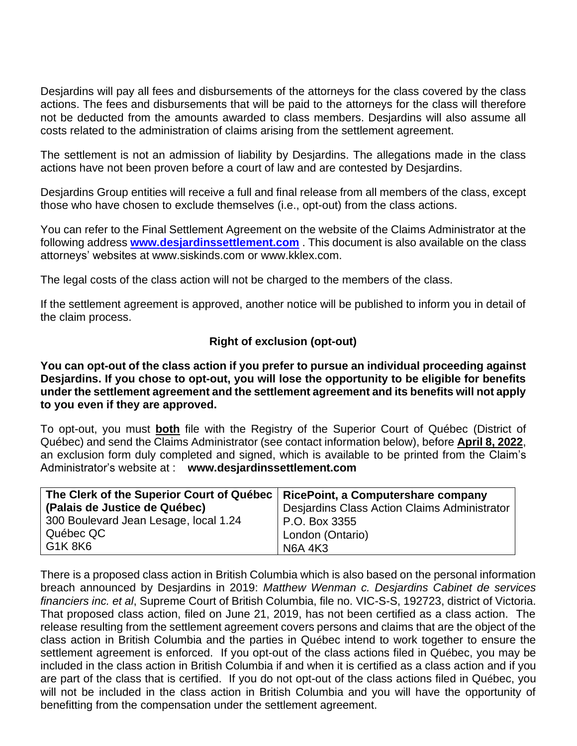Desjardins will pay all fees and disbursements of the attorneys for the class covered by the class actions. The fees and disbursements that will be paid to the attorneys for the class will therefore not be deducted from the amounts awarded to class members. Desjardins will also assume all costs related to the administration of claims arising from the settlement agreement.

The settlement is not an admission of liability by Desjardins. The allegations made in the class actions have not been proven before a court of law and are contested by Desjardins.

Desjardins Group entities will receive a full and final release from all members of the class, except those who have chosen to exclude themselves (i.e., opt-out) from the class actions.

You can refer to the Final Settlement Agreement on the website of the Claims Administrator at the following address **[www.desjardinssettlement.com](www.desjardinssettlement.com)** . This document is also available on the class attorneys' websites at www.siskinds.com or www.kklex.com.

The legal costs of the class action will not be charged to the members of the class.

If the settlement agreement is approved, another notice will be published to inform you in detail of the claim process.

### Right of exclusion (opt-out)

**You can opt-out of the class action if you prefer to pursue an individual proceeding against Desjardins. If you chose to opt-out, you will lose the opportunity to be eligible for benefits under the settlement agreement and the settlement agreement and its benefits will not apply to you even if they are approved.**

To opt-out, you must **both** file with the Registry of the Superior Court of Québec (District of Québec) and send the Claims Administrator (see contact information below), before **April 8, 2022**, an exclusion form duly completed and signed, which is available to be printed from the Claim's Administrator's website at : **www.desjardinssettlement.com**

| **The Clerk of the Superior Court of Québec (Palais de Justice de Québec)** | **RicePoint, a Computershare company** |
|---|---|
| 300 Boulevard Jean Lesage, local 1.24 | Desjardins Class Action Claims Administrator |
| Québec QC | P.O. Box 3355 |
| G1K 8K6 | London (Ontario) |
| | N6A 4K3 |

There is a proposed class action in British Columbia which is also based on the personal information breach announced by Desjardins in 2019: *Matthew Wenman c. Desjardins Cabinet de services financiers inc. et al*, Supreme Court of British Columbia, file no. VIC-S-S, 192723, district of Victoria. That proposed class action, filed on June 21, 2019, has not been certified as a class action. The release resulting from the settlement agreement covers persons and claims that are the object of the class action in British Columbia and the parties in Québec intend to work together to ensure the settlement agreement is enforced. If you opt-out of the class actions filed in Québec, you may be included in the class action in British Columbia if and when it is certified as a class action and if you are part of the class that is certified. If you do not opt-out of the class actions filed in Québec, you will not be included in the class action in British Columbia and you will have the opportunity of benefitting from the compensation under the settlement agreement.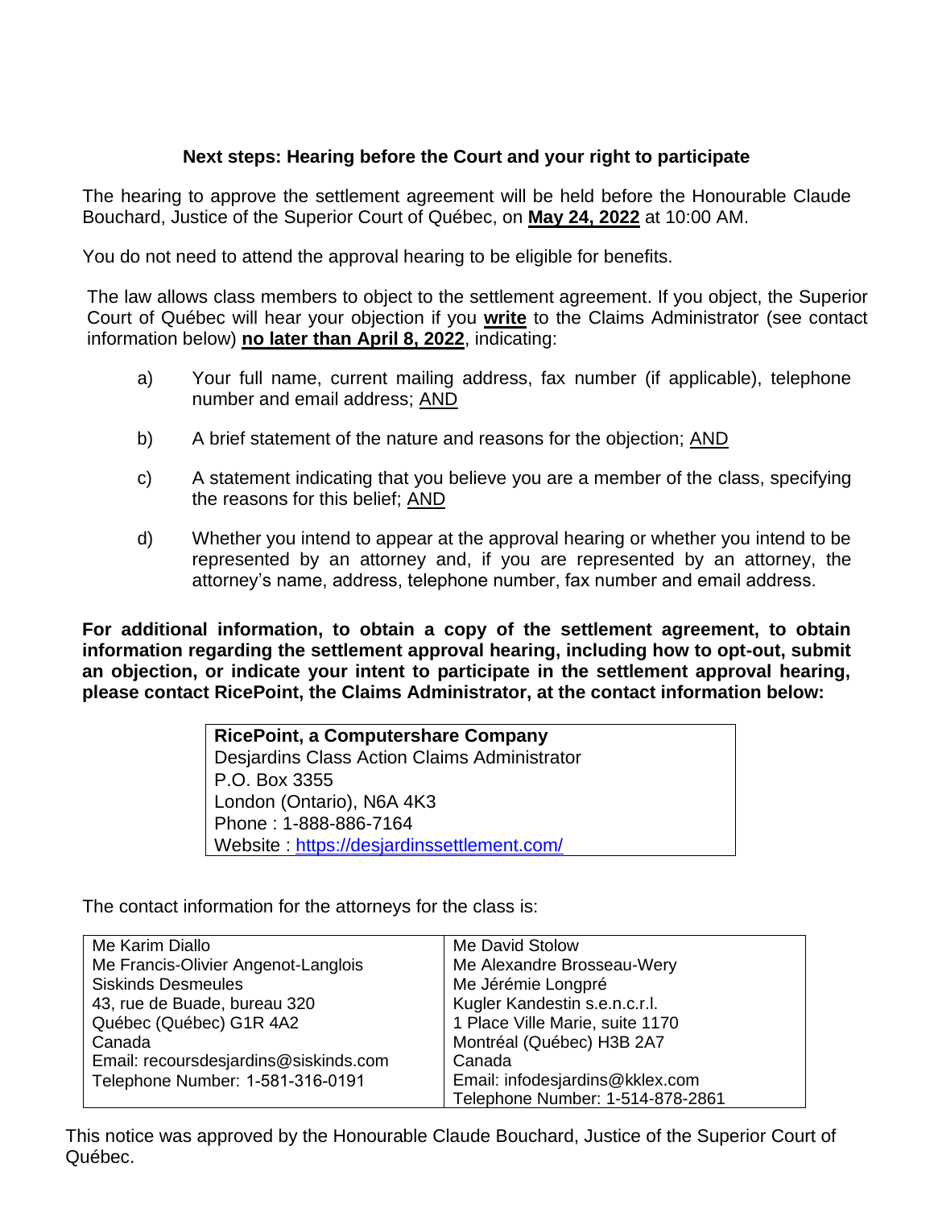### Next steps: Hearing before the Court and your right to participate

The hearing to approve the settlement agreement will be held before the Honourable Claude Bouchard, Justice of the Superior Court of Québec, on **May 24, 2022** at 10:00 AM.

You do not need to attend the approval hearing to be eligible for benefits.

The law allows class members to object to the settlement agreement. If you object, the Superior Court of Québec will hear your objection if you **write** to the Claims Administrator (see contact information below) **no later than April 8, 2022**, indicating:

a) Your full name, current mailing address, fax number (if applicable), telephone number and email address; AND

b) A brief statement of the nature and reasons for the objection; AND

c) A statement indicating that you believe you are a member of the class, specifying the reasons for this belief; AND

d) Whether you intend to appear at the approval hearing or whether you intend to be represented by an attorney and, if you are represented by an attorney, the attorney's name, address, telephone number, fax number and email address.

**For additional information, to obtain a copy of the settlement agreement, to obtain information regarding the settlement approval hearing, including how to opt-out, submit an objection, or indicate your intent to participate in the settlement approval hearing, please contact RicePoint, the Claims Administrator, at the contact information below:**

**RicePoint, a Computershare Company**
Desjardins Class Action Claims Administrator
P.O. Box 3355
London (Ontario), N6A 4K3
Phone : 1-888-886-7164
Website : https://desjardinssettlement.com/

The contact information for the attorneys for the class is:

| | |
|---|---|
| Me Karim Diallo<br>Me Francis-Olivier Angenot-Langlois<br>Siskinds Desmeules<br>43, rue de Buade, bureau 320<br>Québec (Québec) G1R 4A2<br>Canada<br>Email: recoursdesjardins@siskinds.com<br>Telephone Number: 1-581-316-0191 | Me David Stolow<br>Me Alexandre Brosseau-Wery<br>Me Jérémie Longpré<br>Kugler Kandestin s.e.n.c.r.l.<br>1 Place Ville Marie, suite 1170<br>Montréal (Québec) H3B 2A7<br>Canada<br>Email: infodesjardins@kklex.com<br>Telephone Number: 1-514-878-2861 |

This notice was approved by the Honourable Claude Bouchard, Justice of the Superior Court of Québec.